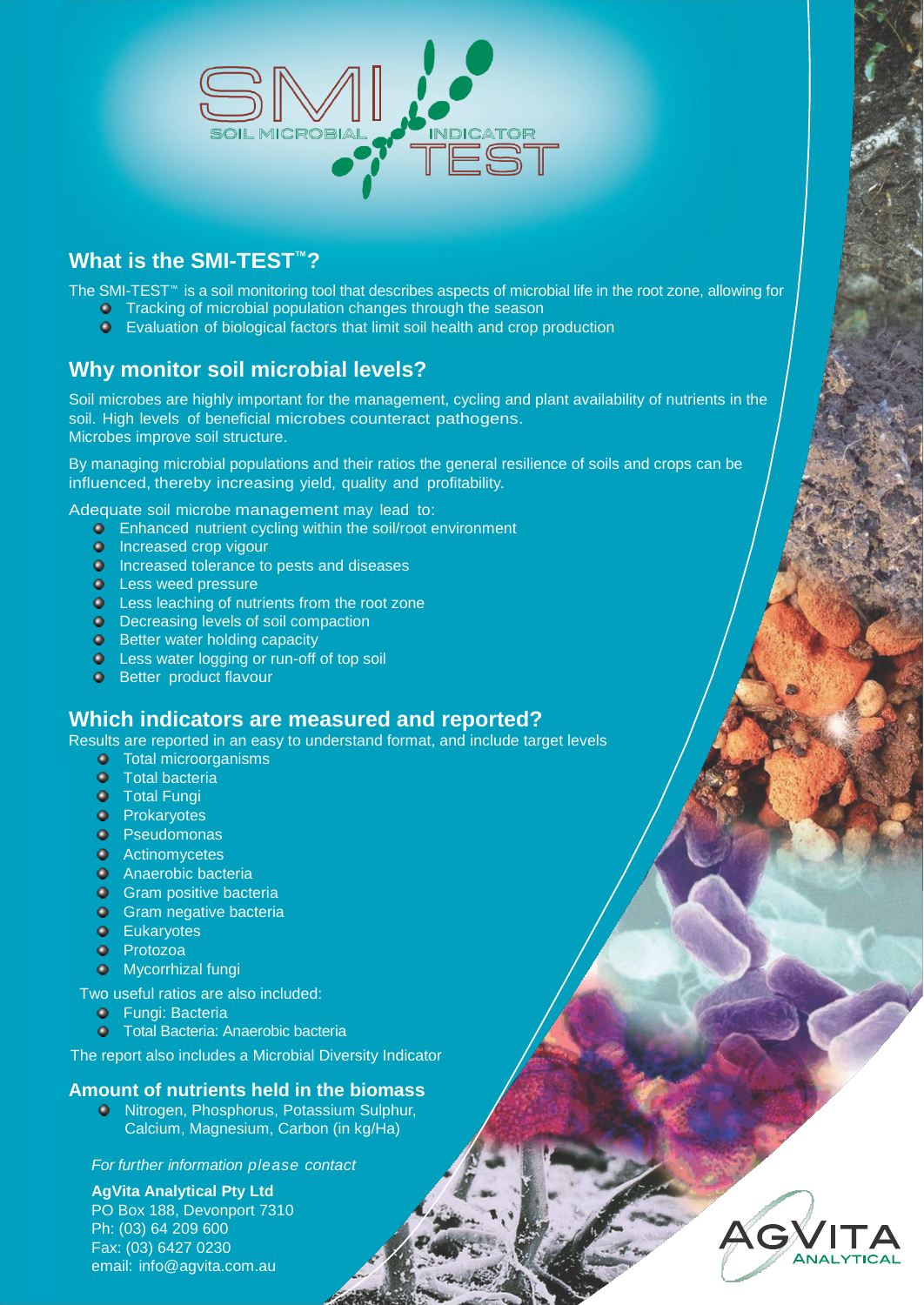SMI SOIL MICROBIAL INDICATOR TEST

## What is the SMI-TEST™?

The SMI-TEST™ is a soil monitoring tool that describes aspects of microbial life in the root zone, allowing for

- Tracking of microbial population changes through the season
- Evaluation of biological factors that limit soil health and crop production

## Why monitor soil microbial levels?

Soil microbes are highly important for the management, cycling and plant availability of nutrients in the soil. High levels of beneficial microbes counteract pathogens.
Microbes improve soil structure.

By managing microbial populations and their ratios the general resilience of soils and crops can be influenced, thereby increasing yield, quality and profitability.

Adequate soil microbe management may lead to:

- Enhanced nutrient cycling within the soil/root environment
- Increased crop vigour
- Increased tolerance to pests and diseases
- Less weed pressure
- Less leaching of nutrients from the root zone
- Decreasing levels of soil compaction
- Better water holding capacity
- Less water logging or run-off of top soil
- Better product flavour

## Which indicators are measured and reported?

Results are reported in an easy to understand format, and include target levels

- Total microorganisms
- Total bacteria
- Total Fungi
- Prokaryotes
- Pseudomonas
- Actinomycetes
- Anaerobic bacteria
- Gram positive bacteria
- Gram negative bacteria
- Eukaryotes
- Protozoa
- Mycorrhizal fungi

Two useful ratios are also included:

- Fungi: Bacteria
- Total Bacteria: Anaerobic bacteria

The report also includes a Microbial Diversity Indicator

### Amount of nutrients held in the biomass

- Nitrogen, Phosphorus, Potassium Sulphur, Calcium, Magnesium, Carbon (in kg/Ha)

*For further information please contact*

**AgVita Analytical Pty Ltd**
PO Box 188, Devonport 7310
Ph: (03) 64 209 600
Fax: (03) 6427 0230
email: info@agvita.com.au

AGVITA ANALYTICAL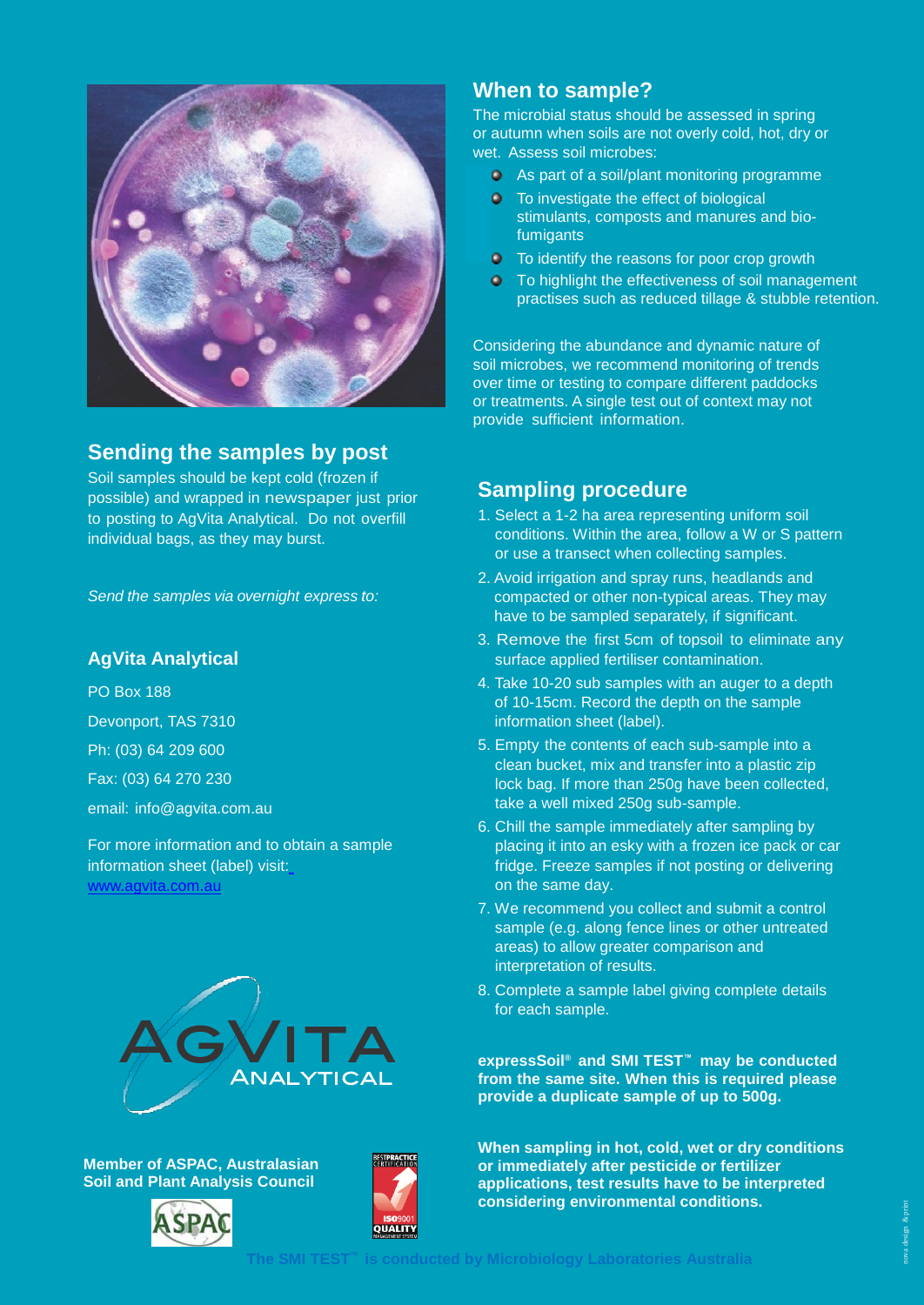## Sending the samples by post

Soil samples should be kept cold (frozen if possible) and wrapped in newspaper just prior to posting to AgVita Analytical. Do not overfill individual bags, as they may burst.

*Send the samples via overnight express to:*

### AgVita Analytical

PO Box 188

Devonport, TAS 7310

Ph: (03) 64 209 600

Fax: (03) 64 270 230

email: info@agvita.com.au

For more information and to obtain a sample information sheet (label) visit: www.agvita.com.au

**Member of ASPAC, Australasian Soil and Plant Analysis Council**

## When to sample?

The microbial status should be assessed in spring or autumn when soils are not overly cold, hot, dry or wet. Assess soil microbes:

- As part of a soil/plant monitoring programme
- To investigate the effect of biological stimulants, composts and manures and bio-fumigants
- To identify the reasons for poor crop growth
- To highlight the effectiveness of soil management practises such as reduced tillage & stubble retention.

Considering the abundance and dynamic nature of soil microbes, we recommend monitoring of trends over time or testing to compare different paddocks or treatments. A single test out of context may not provide sufficient information.

## Sampling procedure

1. Select a 1-2 ha area representing uniform soil conditions. Within the area, follow a W or S pattern or use a transect when collecting samples.
2. Avoid irrigation and spray runs, headlands and compacted or other non-typical areas. They may have to be sampled separately, if significant.
3. Remove the first 5cm of topsoil to eliminate any surface applied fertiliser contamination.
4. Take 10-20 sub samples with an auger to a depth of 10-15cm. Record the depth on the sample information sheet (label).
5. Empty the contents of each sub-sample into a clean bucket, mix and transfer into a plastic zip lock bag. If more than 250g have been collected, take a well mixed 250g sub-sample.
6. Chill the sample immediately after sampling by placing it into an esky with a frozen ice pack or car fridge. Freeze samples if not posting or delivering on the same day.
7. We recommend you collect and submit a control sample (e.g. along fence lines or other untreated areas) to allow greater comparison and interpretation of results.
8. Complete a sample label giving complete details for each sample.

**expressSoil® and SMI TEST™ may be conducted from the same site. When this is required please provide a duplicate sample of up to 500g.**

**When sampling in hot, cold, wet or dry conditions or immediately after pesticide or fertilizer applications, test results have to be interpreted considering environmental conditions.**

**The SMI TEST™ is conducted by Microbiology Laboratories Australia**